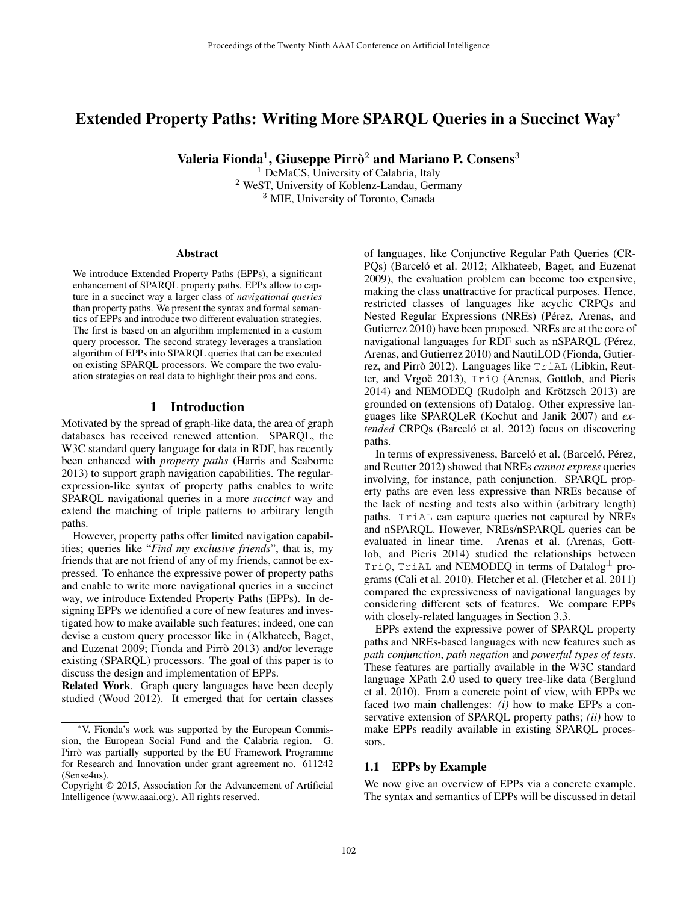# Extended Property Paths: Writing More SPARQL Queries in a Succinct Way*

**Valeria Fionda[1], Giuseppe Pirrò[2] and Mariano P. Consens[3]**

[1] DeMaCS, University of Calabria, Italy
[2] WeST, University of Koblenz-Landau, Germany
[3] MIE, University of Toronto, Canada

### Abstract

We introduce Extended Property Paths (EPPs), a significant enhancement of SPARQL property paths. EPPs allow to capture in a succinct way a larger class of *navigational queries* than property paths. We present the syntax and formal semantics of EPPs and introduce two different evaluation strategies. The first is based on an algorithm implemented in a custom query processor. The second strategy leverages a translation algorithm of EPPs into SPARQL queries that can be executed on existing SPARQL processors. We compare the two evaluation strategies on real data to highlight their pros and cons.

## 1 Introduction

Motivated by the spread of graph-like data, the area of graph databases has received renewed attention. SPARQL, the W3C standard query language for data in RDF, has recently been enhanced with *property paths* (Harris and Seaborne 2013) to support graph navigation capabilities. The regular-expression-like syntax of property paths enables to write SPARQL navigational queries in a more *succinct* way and extend the matching of triple patterns to arbitrary length paths.

However, property paths offer limited navigation capabilities; queries like "*Find my exclusive friends*", that is, my friends that are not friend of any of my friends, cannot be expressed. To enhance the expressive power of property paths and enable to write more navigational queries in a succinct way, we introduce Extended Property Paths (EPPs). In designing EPPs we identified a core of new features and investigated how to make available such features; indeed, one can devise a custom query processor like in (Alkhateeb, Baget, and Euzenat 2009; Fionda and Pirrò 2013) and/or leverage existing (SPARQL) processors. The goal of this paper is to discuss the design and implementation of EPPs.

**Related Work**. Graph query languages have been deeply studied (Wood 2012). It emerged that for certain classes of languages, like Conjunctive Regular Path Queries (CRPQs) (Barceló et al. 2012; Alkhateeb, Baget, and Euzenat 2009), the evaluation problem can become too expensive, making the class unattractive for practical purposes. Hence, restricted classes of languages like acyclic CRPQs and Nested Regular Expressions (NREs) (Pérez, Arenas, and Gutierrez 2010) have been proposed. NREs are at the core of navigational languages for RDF such as nSPARQL (Pérez, Arenas, and Gutierrez 2010) and NautiLOD (Fionda, Gutierrez, and Pirrò 2012). Languages like `TriAL` (Libkin, Reutter, and Vrgoč 2013), `TriQ` (Arenas, Gottlob, and Pieris 2014) and NEMODEQ (Rudolph and Krötzsch 2013) are grounded on (extensions of) Datalog. Other expressive languages like SPARQLeR (Kochut and Janik 2007) and *extended* CRPQs (Barceló et al. 2012) focus on discovering paths.

In terms of expressiveness, Barceló et al. (Barceló, Pérez, and Reutter 2012) showed that NREs *cannot express* queries involving, for instance, path conjunction. SPARQL property paths are even less expressive than NREs because of the lack of nesting and tests also within (arbitrary length) paths. `TriAL` can capture queries not captured by NREs and nSPARQL. However, NREs/nSPARQL queries can be evaluated in linear time. Arenas et al. (Arenas, Gottlob, and Pieris 2014) studied the relationships between `TriQ`, `TriAL` and NEMODEQ in terms of Datalog$^{\pm}$ programs (Cali et al. 2010). Fletcher et al. (Fletcher et al. 2011) compared the expressiveness of navigational languages by considering different sets of features. We compare EPPs with closely-related languages in Section 3.3.

EPPs extend the expressive power of SPARQL property paths and NREs-based languages with new features such as *path conjunction*, *path negation* and *powerful types of tests*. These features are partially available in the W3C standard language XPath 2.0 used to query tree-like data (Berglund et al. 2010). From a concrete point of view, with EPPs we faced two main challenges: *(i)* how to make EPPs a conservative extension of SPARQL property paths; *(ii)* how to make EPPs readily available in existing SPARQL processors.

### 1.1 EPPs by Example

We now give an overview of EPPs via a concrete example. The syntax and semantics of EPPs will be discussed in detail

---

*V. Fionda's work was supported by the European Commission, the European Social Fund and the Calabria region. G. Pirrò was partially supported by the EU Framework Programme for Research and Innovation under grant agreement no. 611242 (Sense4us).

Copyright © 2015, Association for the Advancement of Artificial Intelligence (www.aaai.org). All rights reserved.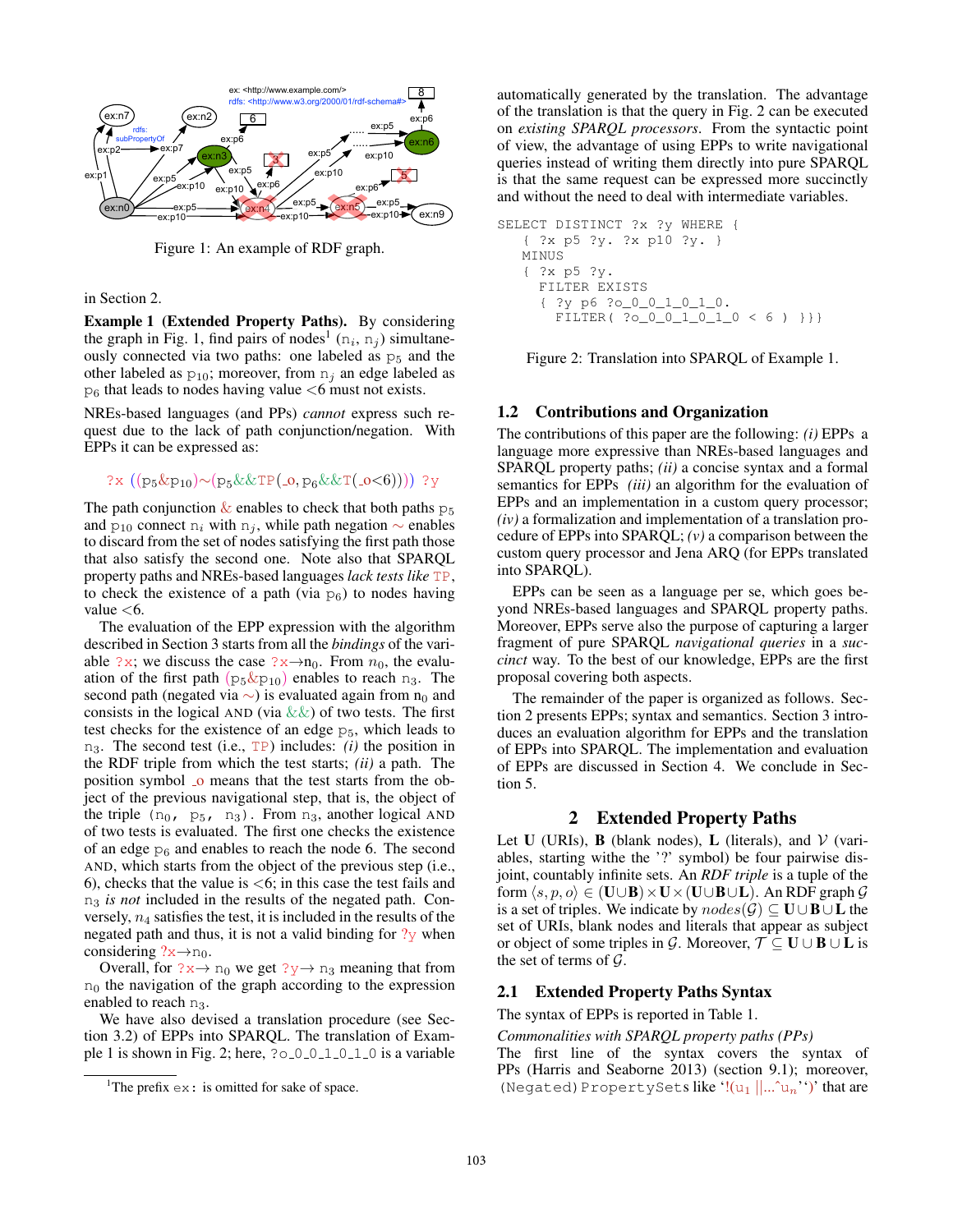Figure 1: An example of RDF graph.

in Section 2.

**Example 1 (Extended Property Paths).** By considering the graph in Fig. 1, find pairs of nodes[1] ($n_i$, $n_j$) simultaneously connected via two paths: one labeled as $p_5$ and the other labeled as $p_{10}$; moreover, from $n_j$ an edge labeled as $p_6$ that leads to nodes having value <6 must not exists.

NREs-based languages (and PPs) *cannot* express such request due to the lack of path conjunction/negation. With EPPs it can be expressed as:

$$?x\ ((p_5\&p_{10})\sim(p_5\&\&TP(\_o, p_6\&\&T(\_o<6))))\ ?y$$

The path conjunction & enables to check that both paths $p_5$ and $p_{10}$ connect $n_i$ with $n_j$, while path negation ∼ enables to discard from the set of nodes satisfying the first path those that also satisfy the second one. Note also that SPARQL property paths and NREs-based languages *lack tests like* TP, to check the existence of a path (via $p_6$) to nodes having value <6.

The evaluation of the EPP expression with the algorithm described in Section 3 starts from all the *bindings* of the variable ?x; we discuss the case ?x→$n_0$. From $n_0$, the evaluation of the first path ($p_5\&p_{10}$) enables to reach $n_3$. The second path (negated via ∼) is evaluated again from $n_0$ and consists in the logical AND (via &&) of two tests. The first test checks for the existence of an edge $p_5$, which leads to $n_3$. The second test (i.e., TP) includes: *(i)* the position in the RDF triple from which the test starts; *(ii)* a path. The position symbol _o means that the test starts from the object of the previous navigational step, that is, the object of the triple ($n_0$, $p_5$, $n_3$). From $n_3$, another logical AND of two tests is evaluated. The first one checks the existence of an edge $p_6$ and enables to reach the node 6. The second AND, which starts from the object of the previous step (i.e., 6), checks that the value is <6; in this case the test fails and $n_3$ *is not* included in the results of the negated path. Conversely, $n_4$ satisfies the test, it is included in the results of the negated path and thus, it is not a valid binding for ?y when considering ?x→$n_0$.

Overall, for ?x→ $n_0$ we get ?y→ $n_3$ meaning that from $n_0$ the navigation of the graph according to the expression enabled to reach $n_3$.

We have also devised a translation procedure (see Section 3.2) of EPPs into SPARQL. The translation of Example 1 is shown in Fig. 2; here, ?o_0_0_1_0_1_0 is a variable automatically generated by the translation. The advantage of the translation is that the query in Fig. 2 can be executed on *existing SPARQL processors*. From the syntactic point of view, the advantage of using EPPs to write navigational queries instead of writing them directly into pure SPARQL is that the same request can be expressed more succinctly and without the need to deal with intermediate variables.

```
SELECT DISTINCT ?x ?y WHERE {
   { ?x p5 ?y. ?x p10 ?y. }
   MINUS
   { ?x p5 ?y.
     FILTER EXISTS
     { ?y p6 ?o_0_0_1_0_1_0.
       FILTER( ?o_0_0_1_0_1_0 < 6 ) }}}
```

Figure 2: Translation into SPARQL of Example 1.

## 1.2 Contributions and Organization

The contributions of this paper are the following: *(i)* EPPs a language more expressive than NREs-based languages and SPARQL property paths; *(ii)* a concise syntax and a formal semantics for EPPs *(iii)* an algorithm for the evaluation of EPPs and an implementation in a custom query processor; *(iv)* a formalization and implementation of a translation procedure of EPPs into SPARQL; *(v)* a comparison between the custom query processor and Jena ARQ (for EPPs translated into SPARQL).

EPPs can be seen as a language per se, which goes beyond NREs-based languages and SPARQL property paths. Moreover, EPPs serve also the purpose of capturing a larger fragment of pure SPARQL *navigational queries* in a *succinct* way. To the best of our knowledge, EPPs are the first proposal covering both aspects.

The remainder of the paper is organized as follows. Section 2 presents EPPs; syntax and semantics. Section 3 introduces an evaluation algorithm for EPPs and the translation of EPPs into SPARQL. The implementation and evaluation of EPPs are discussed in Section 4. We conclude in Section 5.

# 2 Extended Property Paths

Let **U** (URIs), **B** (blank nodes), **L** (literals), and $\mathcal{V}$ (variables, starting withe the '?' symbol) be four pairwise disjoint, countably infinite sets. An ***RDF triple*** is a tuple of the form $\langle s, p, o\rangle \in (\mathbf{U}\cup\mathbf{B})\times\mathbf{U}\times(\mathbf{U}\cup\mathbf{B}\cup\mathbf{L})$. An RDF graph $\mathcal{G}$ is a set of triples. We indicate by $nodes(\mathcal{G}) \subseteq \mathbf{U}\cup\mathbf{B}\cup\mathbf{L}$ the set of URIs, blank nodes and literals that appear as subject or object of some triples in $\mathcal{G}$. Moreover, $\mathcal{T} \subseteq \mathbf{U}\cup\mathbf{B}\cup\mathbf{L}$ is the set of terms of $\mathcal{G}$.

## 2.1 Extended Property Paths Syntax

The syntax of EPPs is reported in Table 1.

*Commonalities with SPARQL property paths (PPs)*

The first line of the syntax covers the syntax of PPs (Harris and Seaborne 2013) (section 9.1); moreover, (Negated)PropertySets like '!($u_1$ ||...^$u_n$'')' that are

[1]The prefix ex: is omitted for sake of space.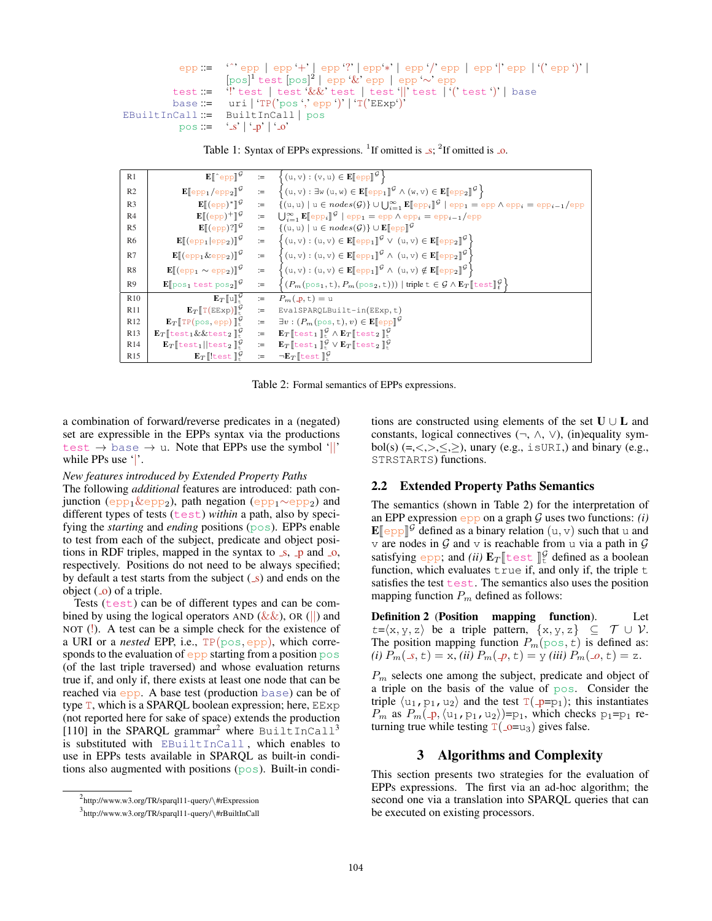| | |
|---|---|
| epp ::= | '^' epp \| epp '+' \| epp '?' \| epp '*' \| epp '/' epp \| epp '\|' epp \| '(' epp ')' \| [pos][1] test [pos][2] \| epp '&' epp \| epp '~' epp |
| test ::= | '!' test \| test '&&' test \| test '\|\|' test \| '(' test ')' \| base |
| base ::= | uri \| 'TP(' pos ',' epp ')' \| 'T(' EExp ')' |
| EBuiltInCall ::= | BuiltInCall \| pos |
| pos ::= | '_s' \| '_p' \| '_o' |

Table 1: Syntax of EPPs expressions. [1]If omitted is _s; [2]If omitted is _o.

| | | | |
|---|---|---|---|
| R1 | $\mathbf{E}[\![\hat{}\texttt{epp}]\!]^{\mathcal{G}}$ | := | $\left\{(\mathrm{u},\mathrm{v}) : (\mathrm{v},\mathrm{u}) \in \mathbf{E}[\![\texttt{epp}]\!]^{\mathcal{G}}\right\}$ |
| R2 | $\mathbf{E}[\![\texttt{epp}_1/\texttt{epp}_2]\!]^{\mathcal{G}}$ | := | $\left\{(\mathrm{u},\mathrm{v}) : \exists \mathrm{w}\ (\mathrm{u},\mathrm{w}) \in \mathbf{E}[\![\texttt{epp}_1]\!]^{\mathcal{G}} \wedge (\mathrm{w},\mathrm{v}) \in \mathbf{E}[\![\texttt{epp}_2]\!]^{\mathcal{G}}\right\}$ |
| R3 | $\mathbf{E}[\![(\texttt{epp})^*]\!]^{\mathcal{G}}$ | := | $\{(\mathrm{u},\mathrm{u}) \mid \mathrm{u} \in nodes(\mathcal{G})\} \cup \bigcup_{i=1}^{\infty} \mathbf{E}[\![\texttt{epp}_i]\!]^{\mathcal{G}} \mid \texttt{epp}_1 = \texttt{epp} \wedge \texttt{epp}_i = \texttt{epp}_{i-1}/\texttt{epp}$ |
| R4 | $\mathbf{E}[\![(\texttt{epp})^+]\!]^{\mathcal{G}}$ | := | $\bigcup_{i=1}^{\infty} \mathbf{E}[\![\texttt{epp}_i]\!]^{\mathcal{G}} \mid \texttt{epp}_1 = \texttt{epp} \wedge \texttt{epp}_i = \texttt{epp}_{i-1}/\texttt{epp}$ |
| R5 | $\mathbf{E}[\![(\texttt{epp})?]\!]^{\mathcal{G}}$ | := | $\{(\mathrm{u},\mathrm{u}) \mid \mathrm{u} \in nodes(\mathcal{G})\} \cup \mathbf{E}[\![\texttt{epp}]\!]^{\mathcal{G}}$ |
| R6 | $\mathbf{E}[\![(\texttt{epp}_1 \vert \texttt{epp}_2)]\!]^{\mathcal{G}}$ | := | $\left\{(\mathrm{u},\mathrm{v}) : (\mathrm{u},\mathrm{v}) \in \mathbf{E}[\![\texttt{epp}_1]\!]^{\mathcal{G}} \vee (\mathrm{u},\mathrm{v}) \in \mathbf{E}[\![\texttt{epp}_2]\!]^{\mathcal{G}}\right\}$ |
| R7 | $\mathbf{E}[\![(\texttt{epp}_1 \& \texttt{epp}_2)]\!]^{\mathcal{G}}$ | := | $\left\{(\mathrm{u},\mathrm{v}) : (\mathrm{u},\mathrm{v}) \in \mathbf{E}[\![\texttt{epp}_1]\!]^{\mathcal{G}} \wedge (\mathrm{u},\mathrm{v}) \in \mathbf{E}[\![\texttt{epp}_2]\!]^{\mathcal{G}}\right\}$ |
| R8 | $\mathbf{E}[\![(\texttt{epp}_1 \sim \texttt{epp}_2)]\!]^{\mathcal{G}}$ | := | $\left\{(\mathrm{u},\mathrm{v}) : (\mathrm{u},\mathrm{v}) \in \mathbf{E}[\![\texttt{epp}_1]\!]^{\mathcal{G}} \wedge (\mathrm{u},\mathrm{v}) \notin \mathbf{E}[\![\texttt{epp}_2]\!]^{\mathcal{G}}\right\}$ |
| R9 | $\mathbf{E}[\![\texttt{pos}_1\ \texttt{test}\ \texttt{pos}_2]\!]^{\mathcal{G}}$ | := | $\left\{(P_m(\texttt{pos}_1,\mathrm{t}), P_m(\texttt{pos}_2,\mathrm{t}))) \mid \text{triple } \mathrm{t} \in \mathcal{G} \wedge \mathbf{E}_T[\![\texttt{test}]\!]_{\mathrm{t}}^{\mathcal{G}}\right\}$ |
| R10 | $\mathbf{E}_T[\![\mathrm{u}]\!]_{\mathrm{t}}^{\mathcal{G}}$ | := | $P_m(\_p,\mathrm{t}) = \mathrm{u}$ |
| R11 | $\mathbf{E}_T[\![\texttt{T(EExp)}]\!]_{\mathrm{t}}^{\mathcal{G}}$ | := | $\texttt{EvalSPARQLBuilt-in(EExp,t)}$ |
| R12 | $\mathbf{E}_T[\![\texttt{TP(pos,epp)}]\!]_{\mathrm{t}}^{\mathcal{G}}$ | := | $\exists v : (P_m(\texttt{pos},t), v) \in \mathbf{E}[\![\texttt{epp}]\!]^{\mathcal{G}}$ |
| R13 | $\mathbf{E}_T[\![\texttt{test}_1 \&\& \texttt{test}_2]\!]_{\mathrm{t}}^{\mathcal{G}}$ | := | $\mathbf{E}_T[\![\texttt{test}_1]\!]_{\mathrm{t}}^{\mathcal{G}} \wedge \mathbf{E}_T[\![\texttt{test}_2]\!]_{\mathrm{t}}^{\mathcal{G}}$ |
| R14 | $\mathbf{E}_T[\![\texttt{test}_1 \vert\vert \texttt{test}_2]\!]_{\mathrm{t}}^{\mathcal{G}}$ | := | $\mathbf{E}_T[\![\texttt{test}_1]\!]_{\mathrm{t}}^{\mathcal{G}} \vee \mathbf{E}_T[\![\texttt{test}_2]\!]_{\mathrm{t}}^{\mathcal{G}}$ |
| R15 | $\mathbf{E}_T[\![!\texttt{test}]\!]_{\mathrm{t}}^{\mathcal{G}}$ | := | $\neg\mathbf{E}_T[\![\texttt{test}]\!]_{\mathrm{t}}^{\mathcal{G}}$ |

Table 2: Formal semantics of EPPs expressions.

a combination of forward/reverse predicates in a (negated) set are expressible in the EPPs syntax via the productions test → base → u. Note that EPPs use the symbol '||' while PPs use '|'.

*New features introduced by Extended Property Paths*
The following *additional* features are introduced: path conjunction ($\texttt{epp}_1\&\texttt{epp}_2$), path negation ($\texttt{epp}_1\sim\texttt{epp}_2$) and different types of tests (test) *within* a path, also by specifying the *starting* and *ending* positions (pos). EPPs enable to test from each of the subject, predicate and object positions in RDF triples, mapped in the syntax to _s, _p and _o, respectively. Positions do not need to be always specified; by default a test starts from the subject (_s) and ends on the object (_o) of a triple.

Tests (test) can be of different types and can be combined by using the logical operators AND (&&), OR (||) and NOT (!). A test can be a simple check for the existence of a URI or a *nested* EPP, i.e., TP(pos, epp), which corresponds to the evaluation of epp starting from a position pos (of the last triple traversed) and whose evaluation returns true if, and only if, there exists at least one node that can be reached via epp. A base test (production base) can be of type T, which is a SPARQL boolean expression; here, EExp (not reported here for sake of space) extends the production [110] in the SPARQL grammar[2] where BuiltInCall[3] is substituted with EBuiltInCall, which enables to use in EPPs tests available in SPARQL as built-in conditions also augmented with positions (pos). Built-in conditions are constructed using elements of the set $\mathbf{U} \cup \mathbf{L}$ and constants, logical connectives ($\neg$, $\wedge$, $\vee$), (in)equality symbol(s) (=,<,>,≤,≥), unary (e.g., isURI,) and binary (e.g., STRSTARTS) functions.

## 2.2 Extended Property Paths Semantics

The semantics (shown in Table 2) for the interpretation of an EPP expression epp on a graph $\mathcal{G}$ uses two functions: *(i)* $\mathbf{E}[\![\texttt{epp}]\!]^{\mathcal{G}}$ defined as a binary relation (u, v) such that u and v are nodes in $\mathcal{G}$ and v is reachable from u via a path in $\mathcal{G}$ satisfying epp; and *(ii)* $\mathbf{E}_T[\![\texttt{test}]\!]_{\mathrm{t}}^{\mathcal{G}}$ defined as a boolean function, which evaluates true if, and only if, the triple t satisfies the test test. The semantics also uses the position mapping function $P_m$ defined as follows:

**Definition 2 (Position mapping function).** Let $t=\langle \mathrm{x},\mathrm{y},\mathrm{z}\rangle$ be a triple pattern, $\{\mathrm{x},\mathrm{y},\mathrm{z}\} \subseteq \mathcal{T} \cup \mathcal{V}$. The position mapping function $P_m(\texttt{pos}, t)$ is defined as: *(i)* $P_m(\_s, t) = \mathrm{x}$, *(ii)* $P_m(\_p, t) = \mathrm{y}$ *(iii)* $P_m(\_o, t) = \mathrm{z}$.

$P_m$ selects one among the subject, predicate and object of a triple on the basis of the value of pos. Consider the triple $\langle \mathrm{u}_1, \mathrm{p}_1, \mathrm{u}_2\rangle$ and the test $\texttt{T}(\_p\texttt{=}\mathrm{p}_1)$; this instantiates $P_m$ as $P_m(\_p, \langle \mathrm{u}_1, \mathrm{p}_1, \mathrm{u}_2\rangle)$=$\mathrm{p}_1$, which checks $\mathrm{p}_1$=$\mathrm{p}_1$ returning true while testing $\texttt{T}(\_o\texttt{=}\mathrm{u}_3)$ gives false.

# 3 Algorithms and Complexity

This section presents two strategies for the evaluation of EPPs expressions. The first via an ad-hoc algorithm; the second one via a translation into SPARQL queries that can be executed on existing processors.

---

[2] http://www.w3.org/TR/sparql11-query/\#rExpression

[3] http://www.w3.org/TR/sparql11-query/\#rBuiltInCall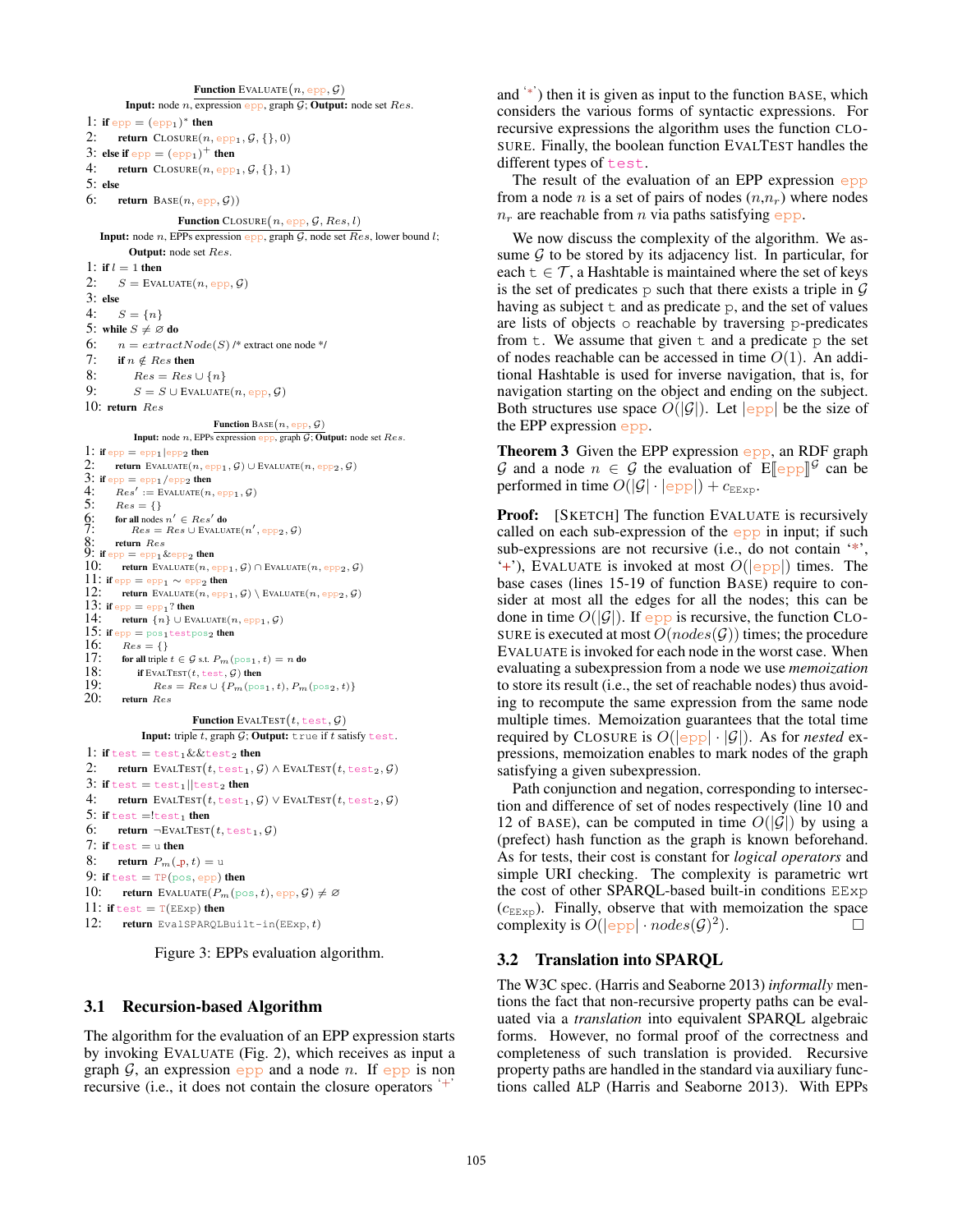**Function** Evaluate($n$, epp, $\mathcal{G}$)

**Input:** node $n$, expression epp, graph $\mathcal{G}$; **Output:** node set $Res$.

```
1: if epp = (epp1)* then
2:     return Closure(n, epp1, G, {}, 0)
3: else if epp = (epp1)+ then
4:     return Closure(n, epp1, G, {}, 1)
5: else
6:     return Base(n, epp, G))
```

**Function** Closure($n$, epp, $\mathcal{G}$, $Res$, $l$)

**Input:** node $n$, EPPs expression epp, graph $\mathcal{G}$, node set $Res$, lower bound $l$; **Output:** node set $Res$.

```
1: if l = 1 then
2:     S = Evaluate(n, epp, G)
3: else
4:     S = {n}
5: while S ≠ ∅ do
6:     n = extractNode(S) /* extract one node */
7:     if n ∉ Res then
8:         Res = Res ∪ {n}
9:         S = S ∪ Evaluate(n, epp, G)
10: return Res
```

**Function** Base($n$, epp, $\mathcal{G}$)

**Input:** node $n$, EPPs expression epp, graph $\mathcal{G}$; **Output:** node set $Res$.

```
1: if epp = epp1|epp2 then
2:     return Evaluate(n, epp1, G) ∪ Evaluate(n, epp2, G)
3: if epp = epp1/epp2 then
4:     Res' := Evaluate(n, epp1, G)
5:     Res = {}
6:     for all nodes n' ∈ Res' do
7:         Res = Res ∪ Evaluate(n', epp2, G)
8:     return Res
9: if epp = epp1&epp2 then
10:    return Evaluate(n, epp1, G) ∩ Evaluate(n, epp2, G)
11: if epp = epp1 ~ epp2 then
12:    return Evaluate(n, epp1, G) \ Evaluate(n, epp2, G)
13: if epp = epp1? then
14:    return {n} ∪ Evaluate(n, epp1, G)
15: if epp = pos1testpos2 then
16:    Res = {}
17:    for all triple t ∈ G s.t. P_m(pos1, t) = n do
18:        if EvalTest(t, test, G) then
19:            Res = Res ∪ {P_m(pos1, t), P_m(pos2, t)}
20:    return Res
```

**Function** EvalTest($t$, test, $\mathcal{G}$)

**Input:** triple $t$, graph $\mathcal{G}$; **Output:** true if $t$ satisfy test.

```
1: if test = test1&&test2 then
2:     return EvalTest(t, test1, G) ∧ EvalTest(t, test2, G)
3: if test = test1||test2 then
4:     return EvalTest(t, test1, G) ∨ EvalTest(t, test2, G)
5: if test =!test1 then
6:     return ¬EvalTest(t, test1, G)
7: if test = u then
8:     return P_m(_p, t) = u
9: if test = TP(pos, epp) then
10:    return Evaluate(P_m(pos, t), epp, G) ≠ ∅
11: if test = T(EExp) then
12:    return EvalSPARQLBuilt-in(EExp, t)
```

Figure 3: EPPs evaluation algorithm.

### 3.1 Recursion-based Algorithm

The algorithm for the evaluation of an EPP expression starts by invoking Evaluate (Fig. 2), which receives as input a graph $\mathcal{G}$, an expression epp and a node $n$. If epp is non recursive (i.e., it does not contain the closure operators '+' and '*') then it is given as input to the function Base, which considers the various forms of syntactic expressions. For recursive expressions the algorithm uses the function Closure. Finally, the boolean function EvalTest handles the different types of test.

The result of the evaluation of an EPP expression epp from a node $n$ is a set of pairs of nodes $(n,n_r)$ where nodes $n_r$ are reachable from $n$ via paths satisfying epp.

We now discuss the complexity of the algorithm. We assume $\mathcal{G}$ to be stored by its adjacency list. In particular, for each $\mathtt{t} \in \mathcal{T}$, a Hashtable is maintained where the set of keys is the set of predicates p such that there exists a triple in $\mathcal{G}$ having as subject t and as predicate p, and the set of values are lists of objects o reachable by traversing p-predicates from t. We assume that given t and a predicate p the set of nodes reachable can be accessed in time $O(1)$. An additional Hashtable is used for inverse navigation, that is, for navigation starting on the object and ending on the subject. Both structures use space $O(|\mathcal{G}|)$. Let $|\mathtt{epp}|$ be the size of the EPP expression epp.

**Theorem 3** *Given the EPP expression* epp*, an RDF graph* $\mathcal{G}$ *and a node* $n \in \mathcal{G}$ *the evaluation of* $\mathrm{E}[\![\mathtt{epp}]\!]^{\mathcal{G}}$ *can be performed in time* $O(|\mathcal{G}| \cdot |\mathtt{epp}|) + c_{\mathtt{EExp}}$.

**Proof:** [Sketch] The function Evaluate is recursively called on each sub-expression of the epp in input; if such sub-expressions are not recursive (i.e., do not contain '*', '+'), Evaluate is invoked at most $O(|\mathtt{epp}|)$ times. The base cases (lines 15-19 of function Base) require to consider at most all the edges for all the nodes; this can be done in time $O(|\mathcal{G}|)$. If epp is recursive, the function Closure is executed at most $O(nodes(\mathcal{G}))$ times; the procedure Evaluate is invoked for each node in the worst case. When evaluating a subexpression from a node we use *memoization* to store its result (i.e., the set of reachable nodes) thus avoiding to recompute the same expression from the same node multiple times. Memoization guarantees that the total time required by Closure is $O(|\mathtt{epp}| \cdot |\mathcal{G}|)$. As for *nested* expressions, memoization enables to mark nodes of the graph satisfying a given subexpression.

Path conjunction and negation, corresponding to intersection and difference of set of nodes respectively (line 10 and 12 of Base), can be computed in time $O(|\mathcal{G}|)$ by using a (prefect) hash function as the graph is known beforehand. As for tests, their cost is constant for *logical operators* and simple URI checking. The complexity is parametric wrt the cost of other SPARQL-based built-in conditions EExp ($c_{\mathtt{EExp}}$). Finally, observe that with memoization the space complexity is $O(|\mathtt{epp}| \cdot nodes(\mathcal{G})^2)$. □

### 3.2 Translation into SPARQL

The W3C spec. (Harris and Seaborne 2013) *informally* mentions the fact that non-recursive property paths can be evaluated via a *translation* into equivalent SPARQL algebraic forms. However, no formal proof of the correctness and completeness of such translation is provided. Recursive property paths are handled in the standard via auxiliary functions called ALP (Harris and Seaborne 2013). With EPPs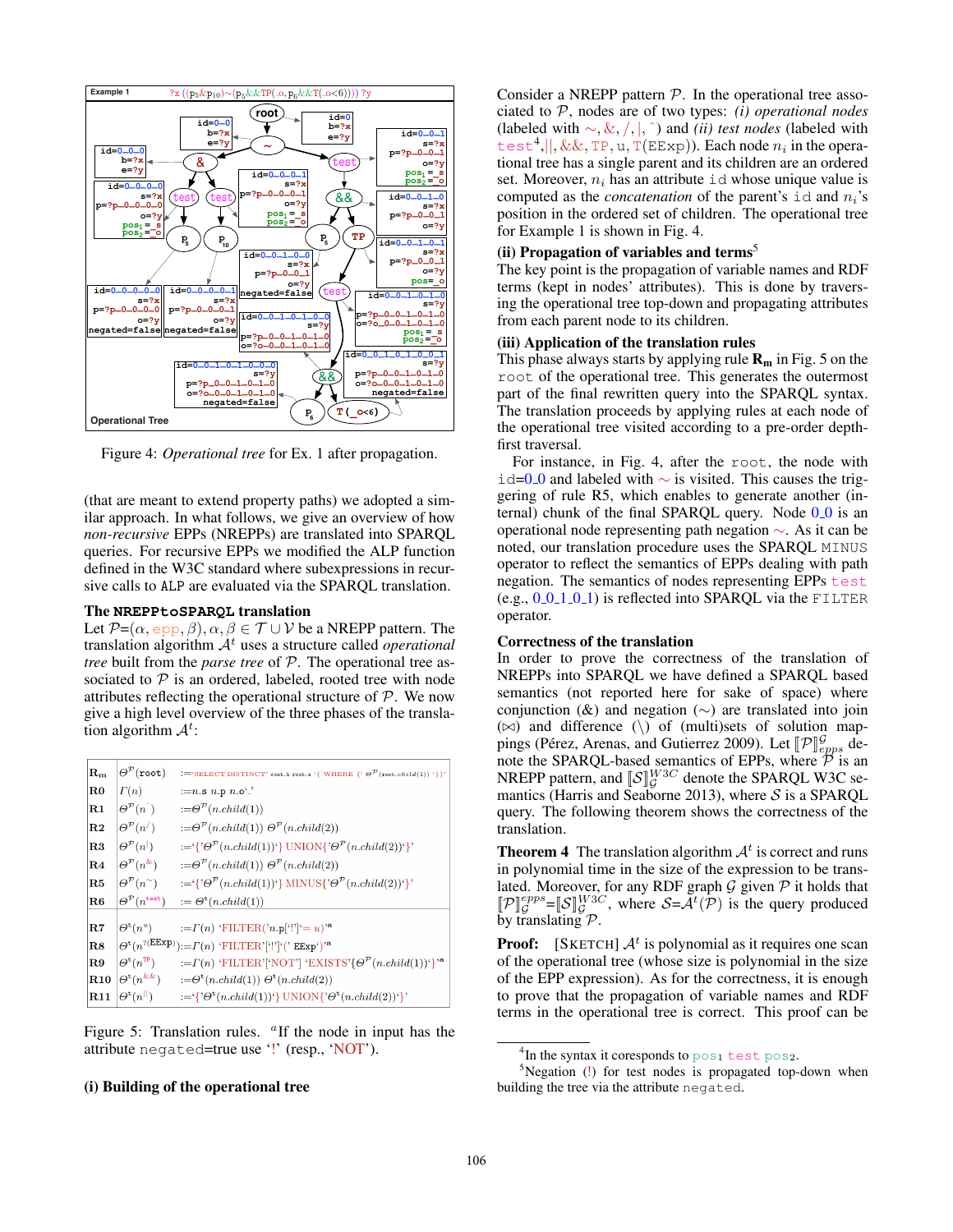Figure 4: *Operational tree* for Ex. 1 after propagation.

(that are meant to extend property paths) we adopted a similar approach. In what follows, we give an overview of how *non-recursive* EPPs (NREPPs) are translated into SPARQL queries. For recursive EPPs we modified the ALP function defined in the W3C standard where subexpressions in recursive calls to ALP are evaluated via the SPARQL translation.

**The NREPPtoSPARQL translation**

Let $\mathcal{P}$=$(\alpha, \text{epp}, \beta), \alpha, \beta \in \mathcal{T} \cup \mathcal{V}$ be a NREPP pattern. The translation algorithm $\mathcal{A}^t$ uses a structure called *operational tree* built from the *parse tree* of $\mathcal{P}$. The operational tree associated to $\mathcal{P}$ is an ordered, labeled, rooted tree with node attributes reflecting the operational structure of $\mathcal{P}$. We now give a high level overview of the three phases of the translation algorithm $\mathcal{A}^t$:

| | | |
|---|---|---|
| $\mathbf{R_m}$ | $\Theta^{\mathcal{P}}(\text{root})$ | :='SELECT DISTINCT' root.b root.e '{ WHERE {' $\Theta^{\mathcal{P}}(\text{root}.child(1))$ '}}' |
| **R0** | $\Gamma(n)$ | :=$n$.s $n$.p $n$.o'.' |
| **R1** | $\Theta^{\mathcal{P}}(n^{\hat{}})$ | :=$\Theta^{\mathcal{P}}(n.child(1))$ |
| **R2** | $\Theta^{\mathcal{P}}(n^{/})$ | :=$\Theta^{\mathcal{P}}(n.child(1))\ \Theta^{\mathcal{P}}(n.child(2))$ |
| **R3** | $\Theta^{\mathcal{P}}(n^{\mid})$ | :='{'$\Theta^{\mathcal{P}}(n.child(1))$'} UNION{'$\Theta^{\mathcal{P}}(n.child(2))$'}' |
| **R4** | $\Theta^{\mathcal{P}}(n^{\&})$ | :=$\Theta^{\mathcal{P}}(n.child(1))\ \Theta^{\mathcal{P}}(n.child(2))$ |
| **R5** | $\Theta^{\mathcal{P}}(n^{\sim})$ | :='{'$\Theta^{\mathcal{P}}(n.child(1))$'} MINUS{'$\Theta^{\mathcal{P}}(n.child(2))$'}' |
| **R6** | $\Theta^{\mathcal{P}}(n^{\text{test}})$ | := $\Theta^{t}(n.child(1))$ |
| **R7** | $\Theta^{t}(n^{u})$ | :=$\Gamma(n)$ 'FILTER('$n$.p['!']'$= u$)'[a] |
| **R8** | $\Theta^{t}(n^{\text{T(EExp)}})$ | :=$\Gamma(n)$ 'FILTER'['!']'(' EExp')'[a] |
| **R9** | $\Theta^{t}(n^{\text{TP}})$ | :=$\Gamma(n)$ 'FILTER'['NOT'] 'EXISTS'{$\Theta^{\mathcal{P}}(n.child(1))$'}'[a] |
| **R10** | $\Theta^{t}(n^{\&\&})$ | :=$\Theta^{t}(n.child(1))\ \Theta^{t}(n.child(2))$ |
| **R11** | $\Theta^{t}(n^{\|\|})$ | :='{'$\Theta^{t}(n.child(1))$'} UNION{'$\Theta^{t}(n.child(2))$'}' |

Figure 5: Translation rules. [a]If the node in input has the attribute negated=true use '!' (resp., 'NOT').

**(i) Building of the operational tree**

Consider a NREPP pattern $\mathcal{P}$. In the operational tree associated to $\mathcal{P}$, nodes are of two types: *(i) operational nodes* (labeled with $\sim, \&, /, |, \hat{}$) and *(ii) test nodes* (labeled with test[4], ||, &&, TP, u, T(EExp)). Each node $n_i$ in the operational tree has a single parent and its children are an ordered set. Moreover, $n_i$ has an attribute id whose unique value is computed as the *concatenation* of the parent's id and $n_i$'s position in the ordered set of children. The operational tree for Example 1 is shown in Fig. 4.

**(ii) Propagation of variables and terms**[5]

The key point is the propagation of variable names and RDF terms (kept in nodes' attributes). This is done by traversing the operational tree top-down and propagating attributes from each parent node to its children.

**(iii) Application of the translation rules**

This phase always starts by applying rule $\mathbf{R_m}$ in Fig. 5 on the root of the operational tree. This generates the outermost part of the final rewritten query into the SPARQL syntax. The translation proceeds by applying rules at each node of the operational tree visited according to a pre-order depth-first traversal.

For instance, in Fig. 4, after the root, the node with id=0_0 and labeled with $\sim$ is visited. This causes the triggering of rule R5, which enables to generate another (internal) chunk of the final SPARQL query. Node 0_0 is an operational node representing path negation $\sim$. As it can be noted, our translation procedure uses the SPARQL MINUS operator to reflect the semantics of EPPs dealing with path negation. The semantics of nodes representing EPPs test (e.g., 0_0_1_0_1) is reflected into SPARQL via the FILTER operator.

**Correctness of the translation**

In order to prove the correctness of the translation of NREPPs into SPARQL we have defined a SPARQL based semantics (not reported here for sake of space) where conjunction (&) and negation ($\sim$) are translated into join ($\bowtie$) and difference ($\setminus$) of (multi)sets of solution mappings (Pérez, Arenas, and Gutierrez 2009). Let $[\![\mathcal{P}]\!]^{\mathcal{G}}_{epps}$ denote the SPARQL-based semantics of EPPs, where $\mathcal{P}$ is an NREPP pattern, and $[\![\mathcal{S}]\!]^{W3C}_{\mathcal{G}}$ denote the SPARQL W3C semantics (Harris and Seaborne 2013), where $\mathcal{S}$ is a SPARQL query. The following theorem shows the correctness of the translation.

**Theorem 4** The translation algorithm $\mathcal{A}^t$ is correct and runs in polynomial time in the size of the expression to be translated. Moreover, for any RDF graph $\mathcal{G}$ given $\mathcal{P}$ it holds that $[\![\mathcal{P}]\!]^{epps}_{\mathcal{G}}$=$[\![\mathcal{S}]\!]^{W3C}_{\mathcal{G}}$, where $\mathcal{S}$=$\mathcal{A}^t(\mathcal{P})$ is the query produced by translating $\mathcal{P}$.

**Proof:** [SKETCH] $\mathcal{A}^t$ is polynomial as it requires one scan of the operational tree (whose size is polynomial in the size of the EPP expression). As for the correctness, it is enough to prove that the propagation of variable names and RDF terms in the operational tree is correct. This proof can be

[4]In the syntax it coresponds to pos1 test pos2.

[5]Negation (!) for test nodes is propagated top-down when building the tree via the attribute negated.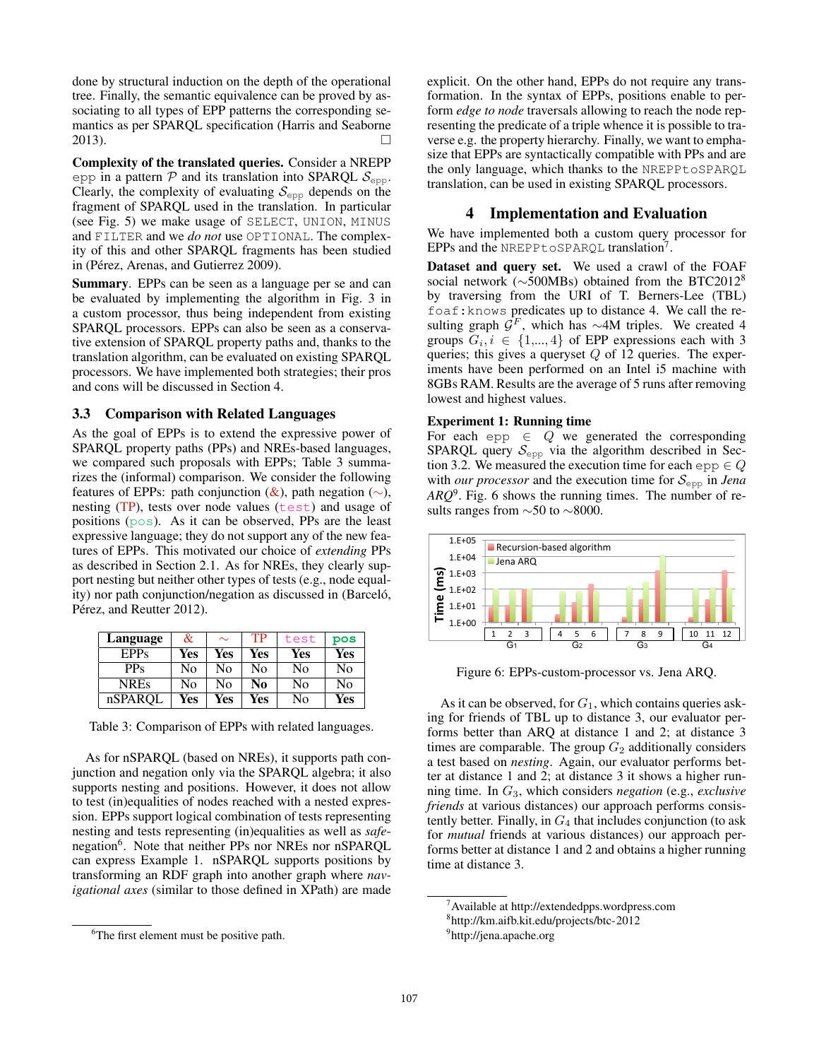done by structural induction on the depth of the operational tree. Finally, the semantic equivalence can be proved by associating to all types of EPP patterns the corresponding semantics as per SPARQL specification (Harris and Seaborne 2013). □

**Complexity of the translated queries.** Consider a NREPP `epp` in a pattern $\mathcal{P}$ and its translation into SPARQL $\mathcal{S}_{\text{epp}}$. Clearly, the complexity of evaluating $\mathcal{S}_{\text{epp}}$ depends on the fragment of SPARQL used in the translation. In particular (see Fig. 5) we make usage of `SELECT`, `UNION`, `MINUS` and `FILTER` and we *do not* use `OPTIONAL`. The complexity of this and other SPARQL fragments has been studied in (Pérez, Arenas, and Gutierrez 2009).

**Summary**. EPPs can be seen as a language per se and can be evaluated by implementing the algorithm in Fig. 3 in a custom processor, thus being independent from existing SPARQL processors. EPPs can also be seen as a conservative extension of SPARQL property paths and, thanks to the translation algorithm, can be evaluated on existing SPARQL processors. We have implemented both strategies; their pros and cons will be discussed in Section 4.

### 3.3 Comparison with Related Languages

As the goal of EPPs is to extend the expressive power of SPARQL property paths (PPs) and NREs-based languages, we compared such proposals with EPPs; Table 3 summarizes the (informal) comparison. We consider the following features of EPPs: path conjunction (&), path negation (∼), nesting (TP), tests over node values (`test`) and usage of positions (`pos`). As it can be observed, PPs are the least expressive language; they do not support any of the new features of EPPs. This motivated our choice of *extending* PPs as described in Section 2.1. As for NREs, they clearly support nesting but neither other types of tests (e.g., node equality) nor path conjunction/negation as discussed in (Barceló, Pérez, and Reutter 2012).

| Language | & | ∼ | TP | `test` | `pos` |
|---|---|---|---|---|---|
| EPPs | **Yes** | **Yes** | **Yes** | **Yes** | **Yes** |
| PPs | No | No | No | No | No |
| NREs | No | No | **No** | No | No |
| nSPARQL | **Yes** | **Yes** | **Yes** | No | **Yes** |

Table 3: Comparison of EPPs with related languages.

As for nSPARQL (based on NREs), it supports path conjunction and negation only via the SPARQL algebra; it also supports nesting and positions. However, it does not allow to test (in)equalities of nodes reached with a nested expression. EPPs support logical combination of tests representing nesting and tests representing (in)equalities as well as *safe*-negation[6]. Note that neither PPs nor NREs nor nSPARQL can express Example 1. nSPARQL supports positions by transforming an RDF graph into another graph where *navigational axes* (similar to those defined in XPath) are made explicit. On the other hand, EPPs do not require any transformation. In the syntax of EPPs, positions enable to perform *edge to node* traversals allowing to reach the node representing the predicate of a triple whence it is possible to traverse e.g. the property hierarchy. Finally, we want to emphasize that EPPs are syntactically compatible with PPs and are the only language, which thanks to the `NREPPtoSPARQL` translation, can be used in existing SPARQL processors.

[6]The first element must be positive path.

## 4 Implementation and Evaluation

We have implemented both a custom query processor for EPPs and the `NREPPtoSPARQL` translation[7].

**Dataset and query set.** We used a crawl of the FOAF social network (∼500MBs) obtained from the BTC2012[8] by traversing from the URI of T. Berners-Lee (TBL) `foaf:knows` predicates up to distance 4. We call the resulting graph $\mathcal{G}^F$, which has ∼4M triples. We created 4 groups $G_i, i \in \{1,...,4\}$ of EPP expressions each with 3 queries; this gives a queryset $Q$ of 12 queries. The experiments have been performed on an Intel i5 machine with 8GBs RAM. Results are the average of 5 runs after removing lowest and highest values.

**Experiment 1: Running time**

For each `epp` $\in Q$ we generated the corresponding SPARQL query $\mathcal{S}_{\text{epp}}$ via the algorithm described in Section 3.2. We measured the execution time for each `epp` $\in Q$ with *our processor* and the execution time for $\mathcal{S}_{\text{epp}}$ in *Jena ARQ*[9]. Fig. 6 shows the running times. The number of results ranges from ∼50 to ∼8000.

Figure 6: EPPs-custom-processor vs. Jena ARQ.

As it can be observed, for $G_1$, which contains queries asking for friends of TBL up to distance 3, our evaluator performs better than ARQ at distance 1 and 2; at distance 3 times are comparable. The group $G_2$ additionally considers a test based on *nesting*. Again, our evaluator performs better at distance 1 and 2; at distance 3 it shows a higher running time. In $G_3$, which considers *negation* (e.g., *exclusive friends* at various distances) our approach performs consistently better. Finally, in $G_4$ that includes conjunction (to ask for *mutual* friends at various distances) our approach performs better at distance 1 and 2 and obtains a higher running time at distance 3.

[7]Available at http://extendedpps.wordpress.com

[8]http://km.aifb.kit.edu/projects/btc-2012

[9]http://jena.apache.org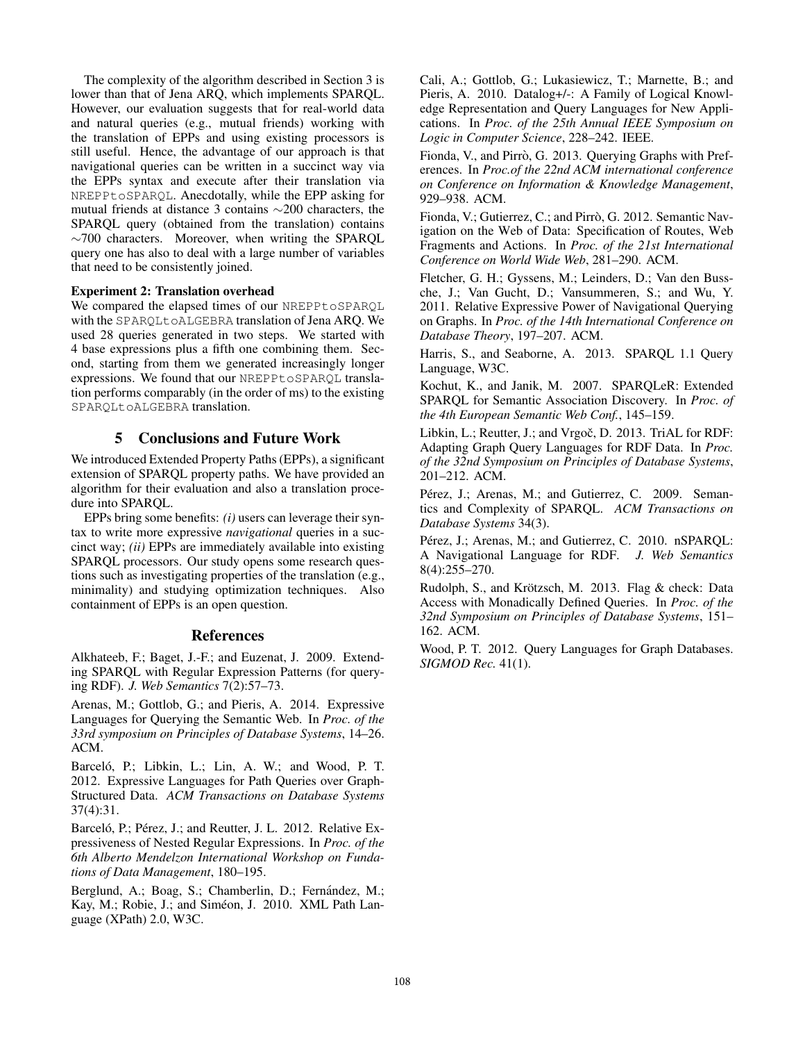The complexity of the algorithm described in Section 3 is lower than that of Jena ARQ, which implements SPARQL. However, our evaluation suggests that for real-world data and natural queries (e.g., mutual friends) working with the translation of EPPs and using existing processors is still useful. Hence, the advantage of our approach is that navigational queries can be written in a succinct way via the EPPs syntax and execute after their translation via NREPPtoSPARQL. Anecdotally, while the EPP asking for mutual friends at distance 3 contains $\sim$200 characters, the SPARQL query (obtained from the translation) contains $\sim$700 characters. Moreover, when writing the SPARQL query one has also to deal with a large number of variables that need to be consistently joined.

**Experiment 2: Translation overhead**

We compared the elapsed times of our NREPPtoSPARQL with the SPARQLtoALGEBRA translation of Jena ARQ. We used 28 queries generated in two steps. We started with 4 base expressions plus a fifth one combining them. Second, starting from them we generated increasingly longer expressions. We found that our NREPPtoSPARQL translation performs comparably (in the order of ms) to the existing SPARQLtoALGEBRA translation.

## 5 Conclusions and Future Work

We introduced Extended Property Paths (EPPs), a significant extension of SPARQL property paths. We have provided an algorithm for their evaluation and also a translation procedure into SPARQL.

EPPs bring some benefits: *(i)* users can leverage their syntax to write more expressive *navigational* queries in a succinct way; *(ii)* EPPs are immediately available into existing SPARQL processors. Our study opens some research questions such as investigating properties of the translation (e.g., minimality) and studying optimization techniques. Also containment of EPPs is an open question.

## References

Alkhateeb, F.; Baget, J.-F.; and Euzenat, J. 2009. Extending SPARQL with Regular Expression Patterns (for querying RDF). *J. Web Semantics* 7(2):57–73.

Arenas, M.; Gottlob, G.; and Pieris, A. 2014. Expressive Languages for Querying the Semantic Web. In *Proc. of the 33rd symposium on Principles of Database Systems*, 14–26. ACM.

Barceló, P.; Libkin, L.; Lin, A. W.; and Wood, P. T. 2012. Expressive Languages for Path Queries over Graph-Structured Data. *ACM Transactions on Database Systems* 37(4):31.

Barceló, P.; Pérez, J.; and Reutter, J. L. 2012. Relative Expressiveness of Nested Regular Expressions. In *Proc. of the 6th Alberto Mendelzon International Workshop on Fundations of Data Management*, 180–195.

Berglund, A.; Boag, S.; Chamberlin, D.; Fernández, M.; Kay, M.; Robie, J.; and Siméon, J. 2010. XML Path Language (XPath) 2.0, W3C.

Cali, A.; Gottlob, G.; Lukasiewicz, T.; Marnette, B.; and Pieris, A. 2010. Datalog+/-: A Family of Logical Knowledge Representation and Query Languages for New Applications. In *Proc. of the 25th Annual IEEE Symposium on Logic in Computer Science*, 228–242. IEEE.

Fionda, V., and Pirrò, G. 2013. Querying Graphs with Preferences. In *Proc.of the 22nd ACM international conference on Conference on Information & Knowledge Management*, 929–938. ACM.

Fionda, V.; Gutierrez, C.; and Pirrò, G. 2012. Semantic Navigation on the Web of Data: Specification of Routes, Web Fragments and Actions. In *Proc. of the 21st International Conference on World Wide Web*, 281–290. ACM.

Fletcher, G. H.; Gyssens, M.; Leinders, D.; Van den Bussche, J.; Van Gucht, D.; Vansummeren, S.; and Wu, Y. 2011. Relative Expressive Power of Navigational Querying on Graphs. In *Proc. of the 14th International Conference on Database Theory*, 197–207. ACM.

Harris, S., and Seaborne, A. 2013. SPARQL 1.1 Query Language, W3C.

Kochut, K., and Janik, M. 2007. SPARQLeR: Extended SPARQL for Semantic Association Discovery. In *Proc. of the 4th European Semantic Web Conf.*, 145–159.

Libkin, L.; Reutter, J.; and Vrgoč, D. 2013. TriAL for RDF: Adapting Graph Query Languages for RDF Data. In *Proc. of the 32nd Symposium on Principles of Database Systems*, 201–212. ACM.

Pérez, J.; Arenas, M.; and Gutierrez, C. 2009. Semantics and Complexity of SPARQL. *ACM Transactions on Database Systems* 34(3).

Pérez, J.; Arenas, M.; and Gutierrez, C. 2010. nSPARQL: A Navigational Language for RDF. *J. Web Semantics* 8(4):255–270.

Rudolph, S., and Krötzsch, M. 2013. Flag & check: Data Access with Monadically Defined Queries. In *Proc. of the 32nd Symposium on Principles of Database Systems*, 151–162. ACM.

Wood, P. T. 2012. Query Languages for Graph Databases. *SIGMOD Rec.* 41(1).